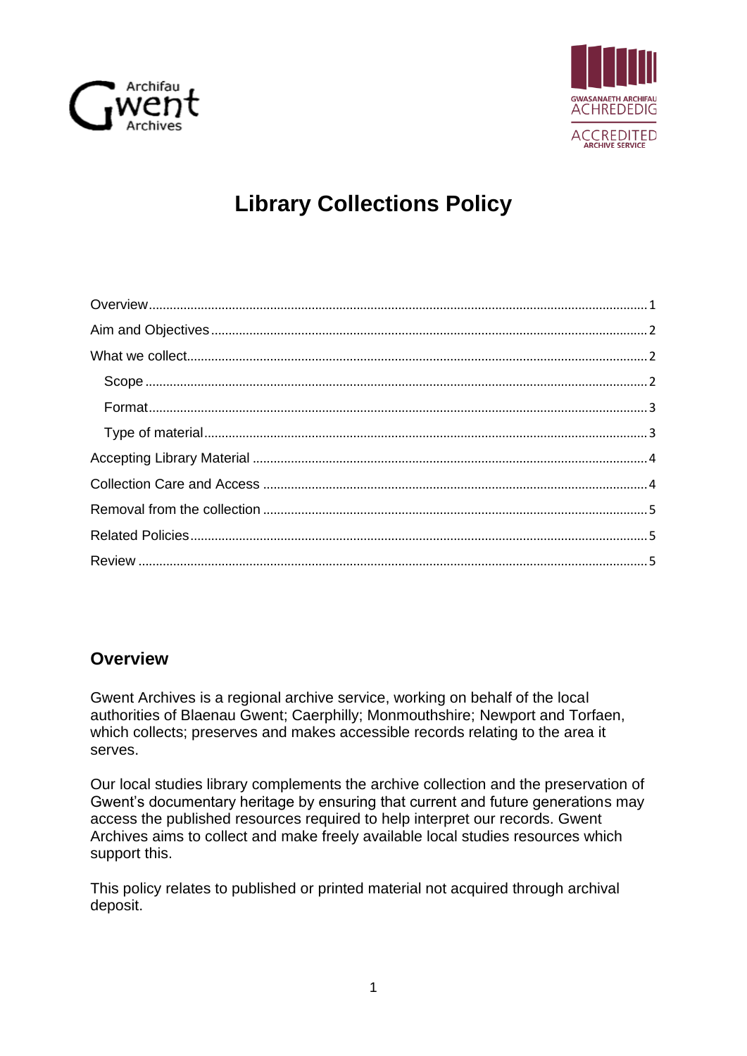Archifau Gwent Archives

GWASANAETH ARCHIFAU ACHREDEDIG
ACCREDITED ARCHIVE SERVICE

# Library Collections Policy

- Overview .......... 1
- Aim and Objectives .......... 2
- What we collect .......... 2
  - Scope .......... 2
  - Format .......... 3
  - Type of material .......... 3
- Accepting Library Material .......... 4
- Collection Care and Access .......... 4
- Removal from the collection .......... 5
- Related Policies .......... 5
- Review .......... 5

## Overview

Gwent Archives is a regional archive service, working on behalf of the local authorities of Blaenau Gwent; Caerphilly; Monmouthshire; Newport and Torfaen, which collects; preserves and makes accessible records relating to the area it serves.

Our local studies library complements the archive collection and the preservation of Gwent's documentary heritage by ensuring that current and future generations may access the published resources required to help interpret our records. Gwent Archives aims to collect and make freely available local studies resources which support this.

This policy relates to published or printed material not acquired through archival deposit.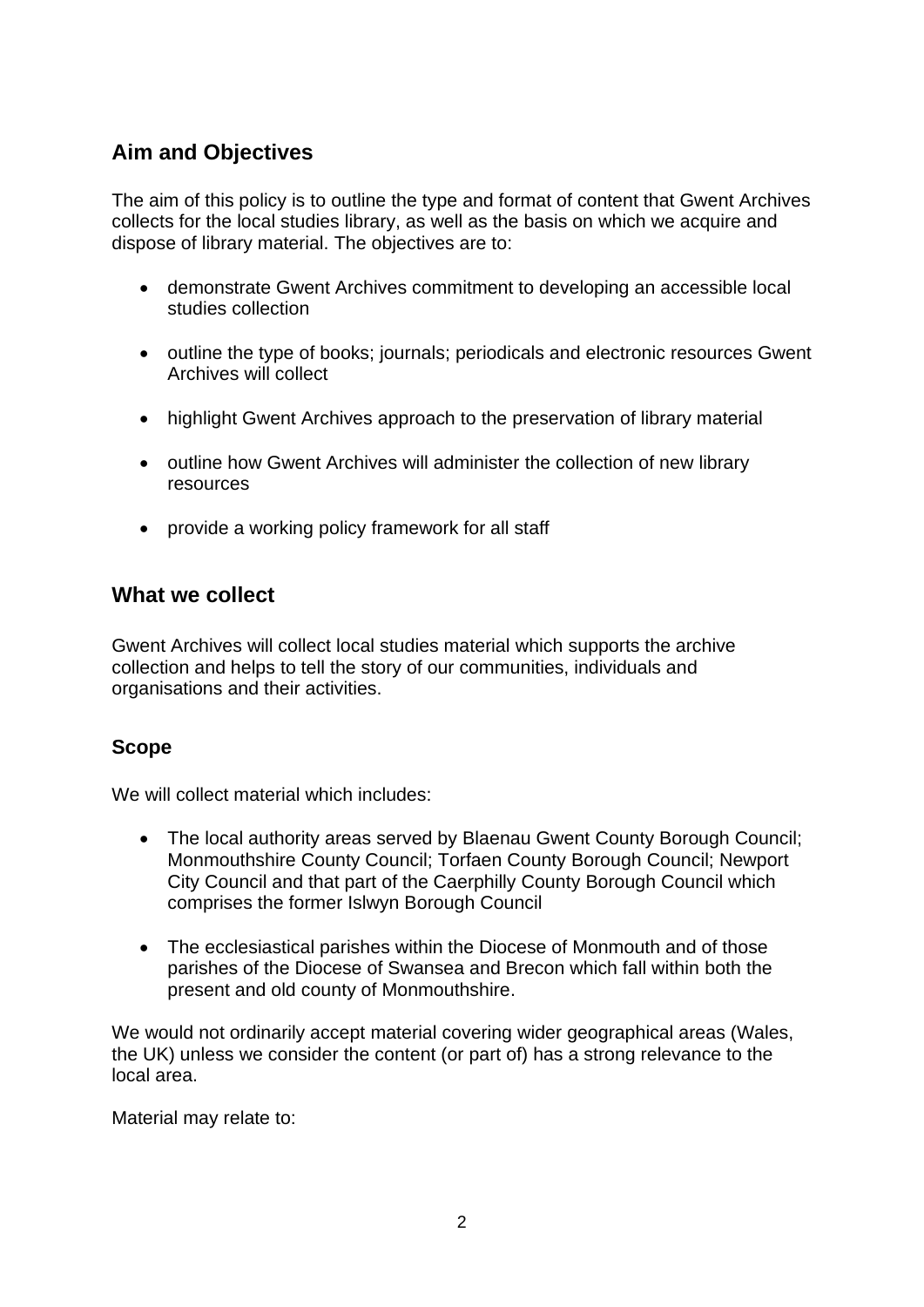## Aim and Objectives

The aim of this policy is to outline the type and format of content that Gwent Archives collects for the local studies library, as well as the basis on which we acquire and dispose of library material. The objectives are to:

- demonstrate Gwent Archives commitment to developing an accessible local studies collection
- outline the type of books; journals; periodicals and electronic resources Gwent Archives will collect
- highlight Gwent Archives approach to the preservation of library material
- outline how Gwent Archives will administer the collection of new library resources
- provide a working policy framework for all staff

## What we collect

Gwent Archives will collect local studies material which supports the archive collection and helps to tell the story of our communities, individuals and organisations and their activities.

### Scope

We will collect material which includes:

- The local authority areas served by Blaenau Gwent County Borough Council; Monmouthshire County Council; Torfaen County Borough Council; Newport City Council and that part of the Caerphilly County Borough Council which comprises the former Islwyn Borough Council
- The ecclesiastical parishes within the Diocese of Monmouth and of those parishes of the Diocese of Swansea and Brecon which fall within both the present and old county of Monmouthshire.

We would not ordinarily accept material covering wider geographical areas (Wales, the UK) unless we consider the content (or part of) has a strong relevance to the local area.

Material may relate to: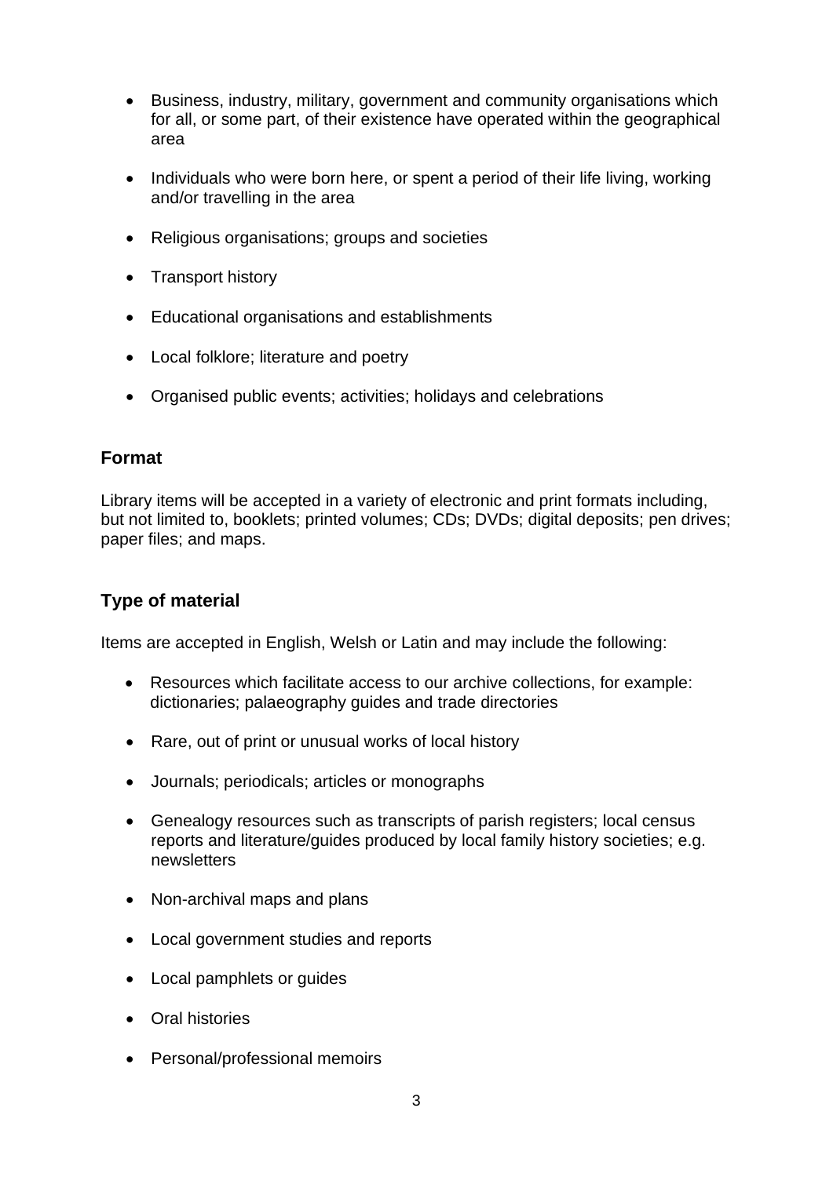- Business, industry, military, government and community organisations which for all, or some part, of their existence have operated within the geographical area
- Individuals who were born here, or spent a period of their life living, working and/or travelling in the area
- Religious organisations; groups and societies
- Transport history
- Educational organisations and establishments
- Local folklore; literature and poetry
- Organised public events; activities; holidays and celebrations

## Format

Library items will be accepted in a variety of electronic and print formats including, but not limited to, booklets; printed volumes; CDs; DVDs; digital deposits; pen drives; paper files; and maps.

## Type of material

Items are accepted in English, Welsh or Latin and may include the following:

- Resources which facilitate access to our archive collections, for example: dictionaries; palaeography guides and trade directories
- Rare, out of print or unusual works of local history
- Journals; periodicals; articles or monographs
- Genealogy resources such as transcripts of parish registers; local census reports and literature/guides produced by local family history societies; e.g. newsletters
- Non-archival maps and plans
- Local government studies and reports
- Local pamphlets or guides
- Oral histories
- Personal/professional memoirs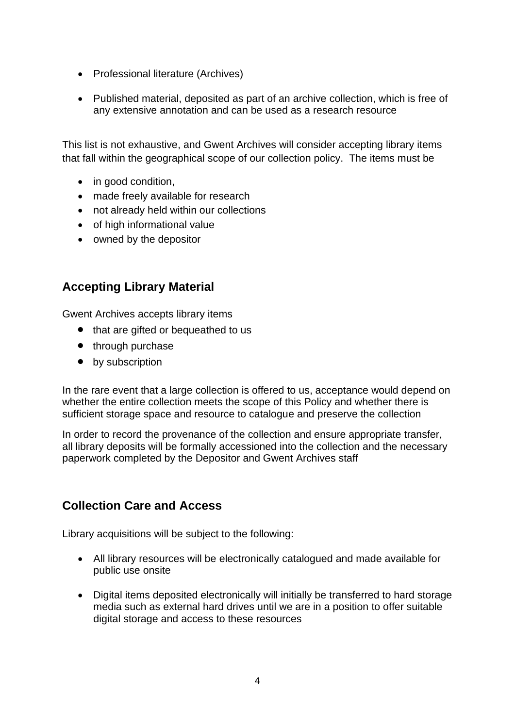- Professional literature (Archives)
- Published material, deposited as part of an archive collection, which is free of any extensive annotation and can be used as a research resource

This list is not exhaustive, and Gwent Archives will consider accepting library items that fall within the geographical scope of our collection policy. The items must be

- in good condition,
- made freely available for research
- not already held within our collections
- of high informational value
- owned by the depositor

## Accepting Library Material

Gwent Archives accepts library items

- that are gifted or bequeathed to us
- through purchase
- by subscription

In the rare event that a large collection is offered to us, acceptance would depend on whether the entire collection meets the scope of this Policy and whether there is sufficient storage space and resource to catalogue and preserve the collection

In order to record the provenance of the collection and ensure appropriate transfer, all library deposits will be formally accessioned into the collection and the necessary paperwork completed by the Depositor and Gwent Archives staff

## Collection Care and Access

Library acquisitions will be subject to the following:

- All library resources will be electronically catalogued and made available for public use onsite
- Digital items deposited electronically will initially be transferred to hard storage media such as external hard drives until we are in a position to offer suitable digital storage and access to these resources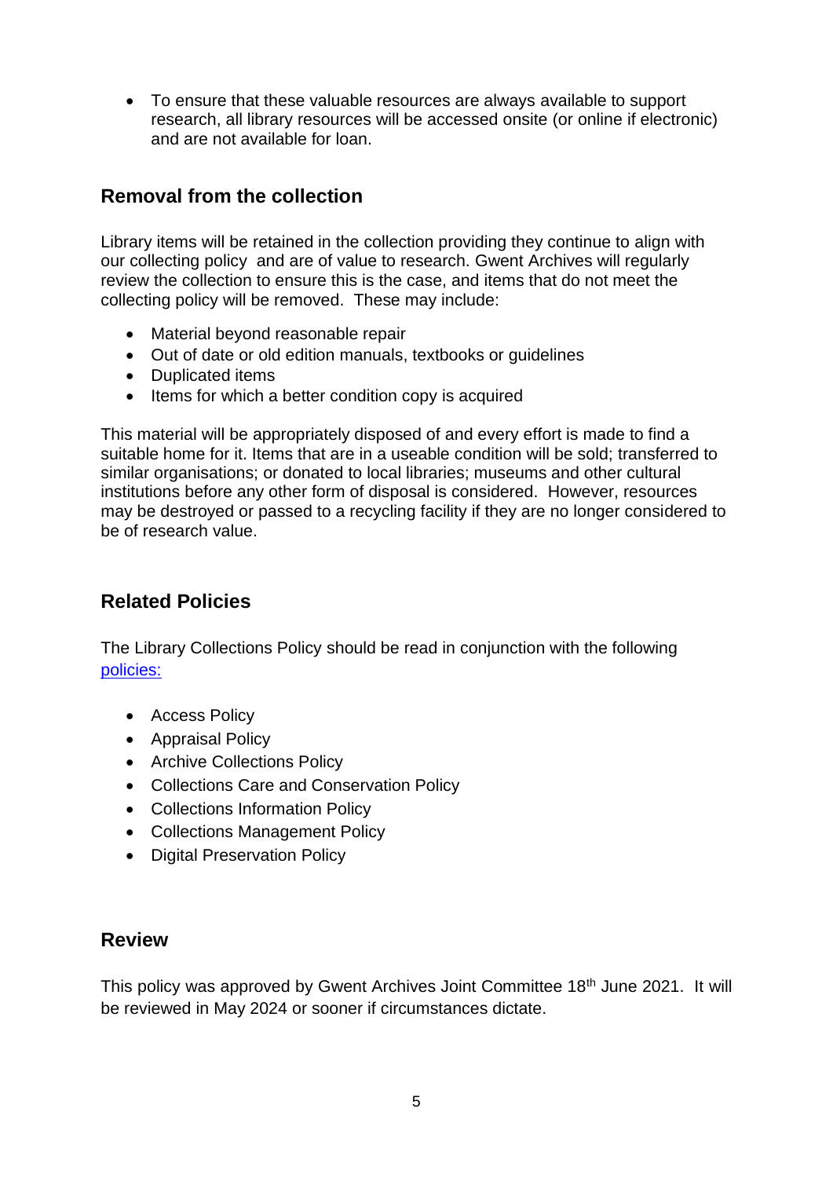- To ensure that these valuable resources are always available to support research, all library resources will be accessed onsite (or online if electronic) and are not available for loan.

## Removal from the collection

Library items will be retained in the collection providing they continue to align with our collecting policy and are of value to research. Gwent Archives will regularly review the collection to ensure this is the case, and items that do not meet the collecting policy will be removed. These may include:

- Material beyond reasonable repair
- Out of date or old edition manuals, textbooks or guidelines
- Duplicated items
- Items for which a better condition copy is acquired

This material will be appropriately disposed of and every effort is made to find a suitable home for it. Items that are in a useable condition will be sold; transferred to similar organisations; or donated to local libraries; museums and other cultural institutions before any other form of disposal is considered. However, resources may be destroyed or passed to a recycling facility if they are no longer considered to be of research value.

## Related Policies

The Library Collections Policy should be read in conjunction with the following policies:

- Access Policy
- Appraisal Policy
- Archive Collections Policy
- Collections Care and Conservation Policy
- Collections Information Policy
- Collections Management Policy
- Digital Preservation Policy

## Review

This policy was approved by Gwent Archives Joint Committee 18th June 2021. It will be reviewed in May 2024 or sooner if circumstances dictate.